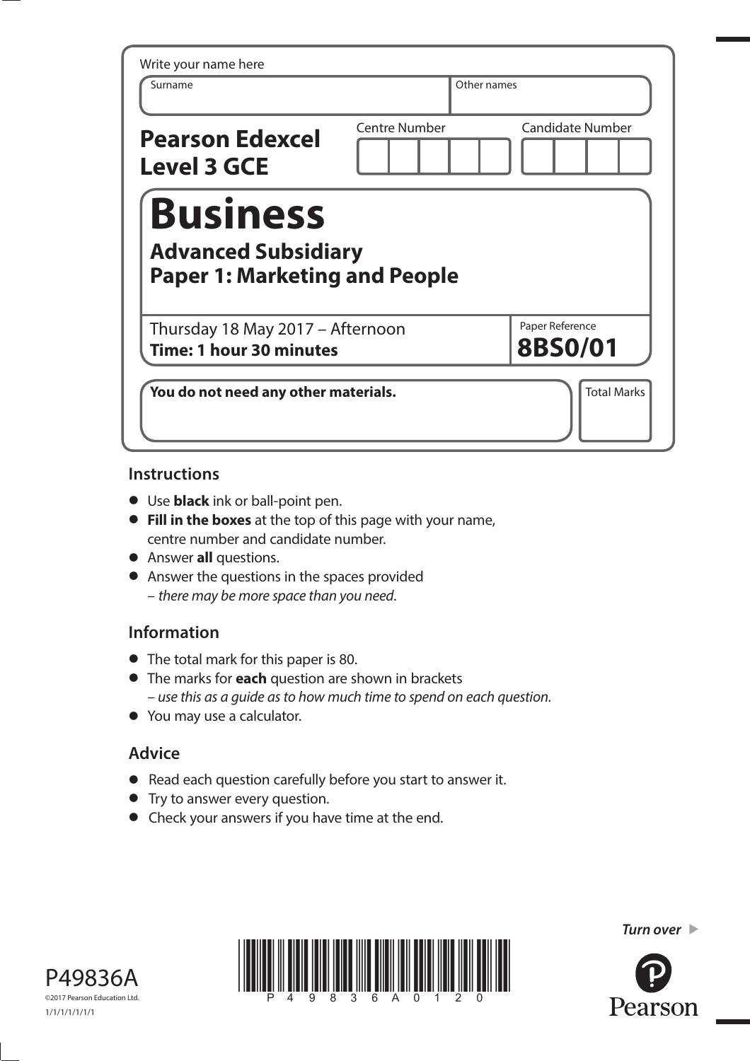Write your name here

| Surname | Other names |
| --- | --- |
| | |

**Pearson Edexcel Level 3 GCE**

| Centre Number | Candidate Number |
| --- | --- |
| | |

# Business

## Advanced Subsidiary
## Paper 1: Marketing and People

Thursday 18 May 2017 – Afternoon
**Time: 1 hour 30 minutes**

Paper Reference
**8BS0/01**

**You do not need any other materials.**

Total Marks

## Instructions

- Use **black** ink or ball-point pen.
- **Fill in the boxes** at the top of this page with your name, centre number and candidate number.
- Answer **all** questions.
- Answer the questions in the spaces provided
  – *there may be more space than you need.*

## Information

- The total mark for this paper is 80.
- The marks for **each** question are shown in brackets
  – *use this as a guide as to how much time to spend on each question.*
- You may use a calculator.

## Advice

- Read each question carefully before you start to answer it.
- Try to answer every question.
- Check your answers if you have time at the end.

*Turn over* ►

P49836A
©2017 Pearson Education Ltd.
1/1/1/1/1/1/1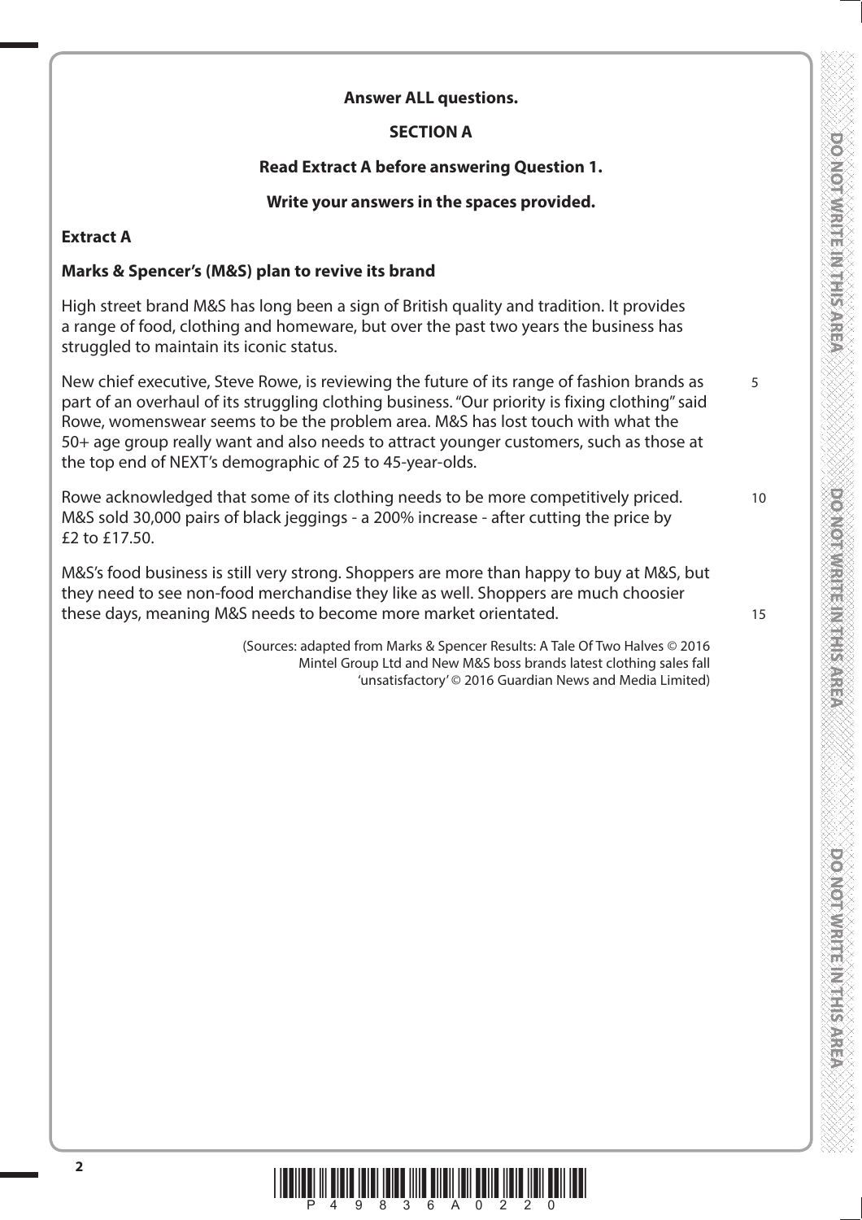**Answer ALL questions.**

**SECTION A**

**Read Extract A before answering Question 1.**

**Write your answers in the spaces provided.**

**Extract A**

**Marks & Spencer's (M&S) plan to revive its brand**

High street brand M&S has long been a sign of British quality and tradition. It provides a range of food, clothing and homeware, but over the past two years the business has struggled to maintain its iconic status.

New chief executive, Steve Rowe, is reviewing the future of its range of fashion brands as part of an overhaul of its struggling clothing business. "Our priority is fixing clothing" said Rowe, womenswear seems to be the problem area. M&S has lost touch with what the 50+ age group really want and also needs to attract younger customers, such as those at the top end of NEXT's demographic of 25 to 45-year-olds.

Rowe acknowledged that some of its clothing needs to be more competitively priced. M&S sold 30,000 pairs of black jeggings - a 200% increase - after cutting the price by £2 to £17.50.

M&S's food business is still very strong. Shoppers are more than happy to buy at M&S, but they need to see non-food merchandise they like as well. Shoppers are much choosier these days, meaning M&S needs to become more market orientated.

(Sources: adapted from Marks & Spencer Results: A Tale Of Two Halves © 2016 Mintel Group Ltd and New M&S boss brands latest clothing sales fall 'unsatisfactory' © 2016 Guardian News and Media Limited)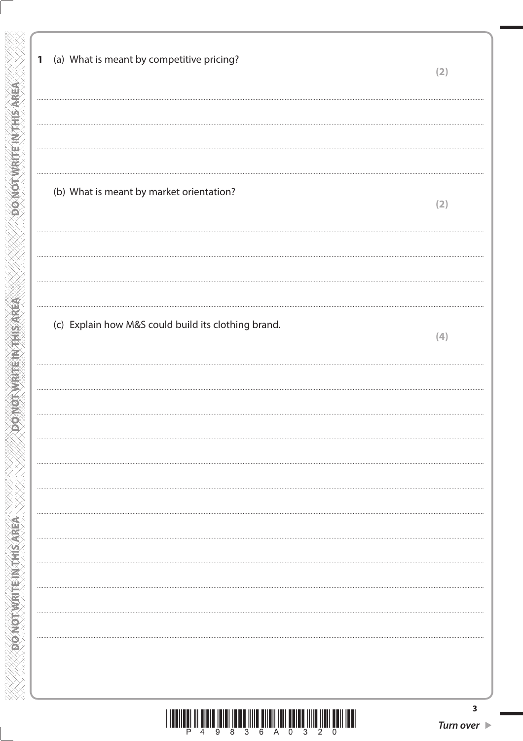**1** (a) What is meant by competitive pricing?

**(2)**

(b) What is meant by market orientation?

**(2)**

(c) Explain how M&S could build its clothing brand.

**(4)**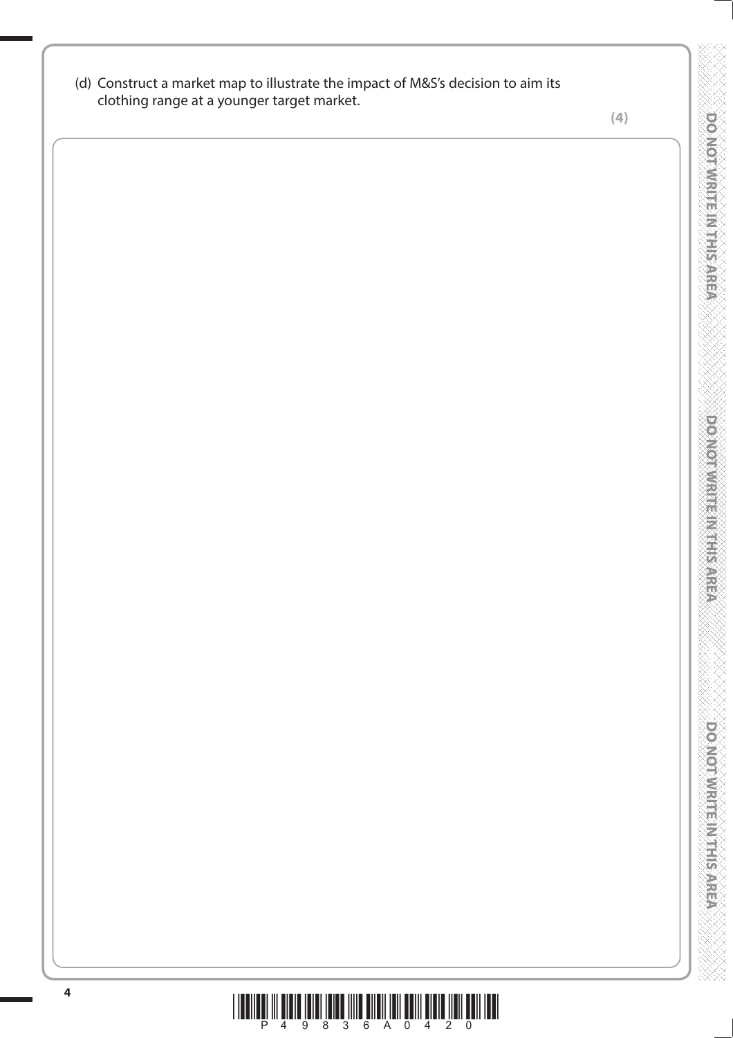(d) Construct a market map to illustrate the impact of M&S's decision to aim its clothing range at a younger target market.

**(4)**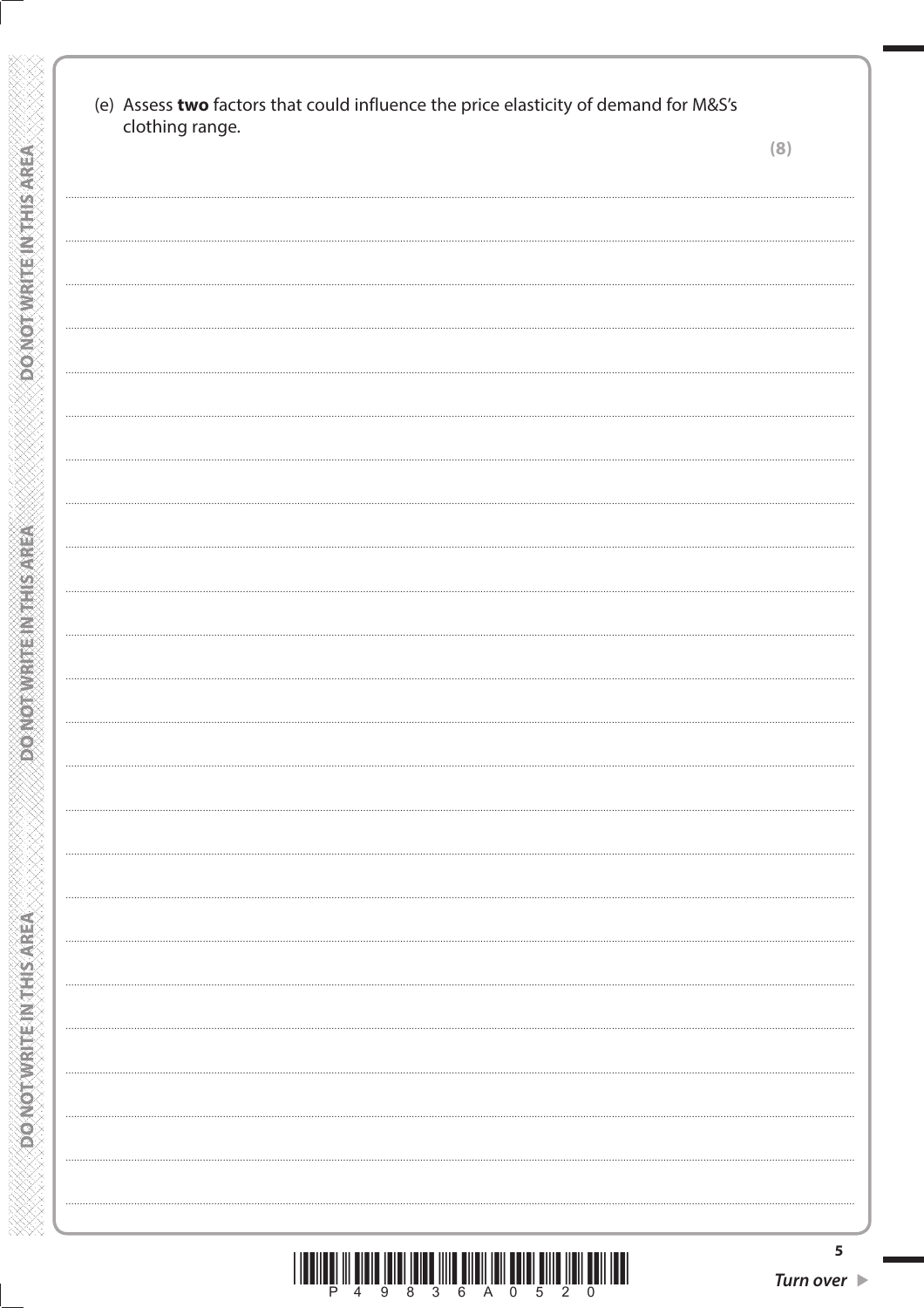(e) Assess **two** factors that could influence the price elasticity of demand for M&S's clothing range.

**(8)**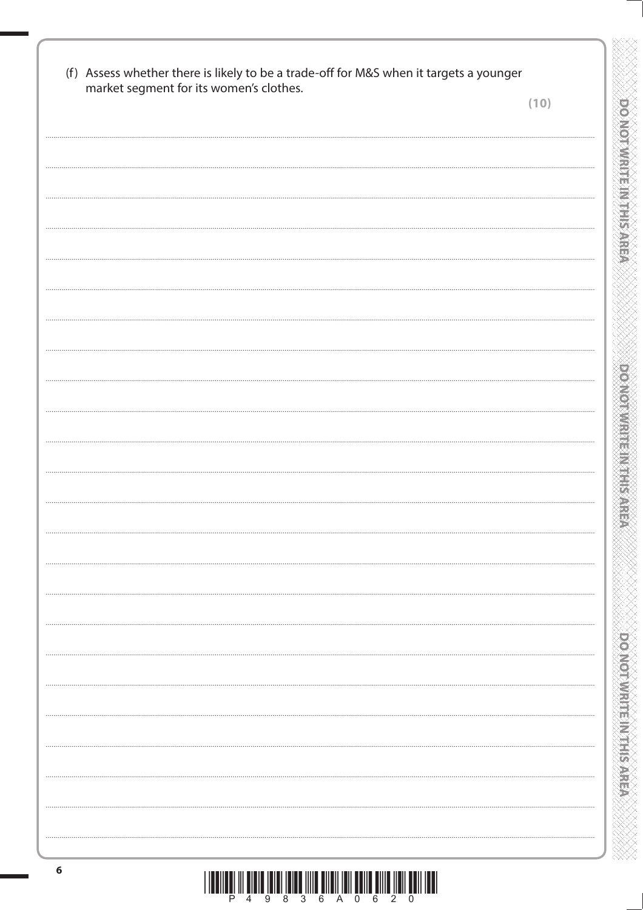(f) Assess whether there is likely to be a trade-off for M&S when it targets a younger market segment for its women's clothes.

**(10)**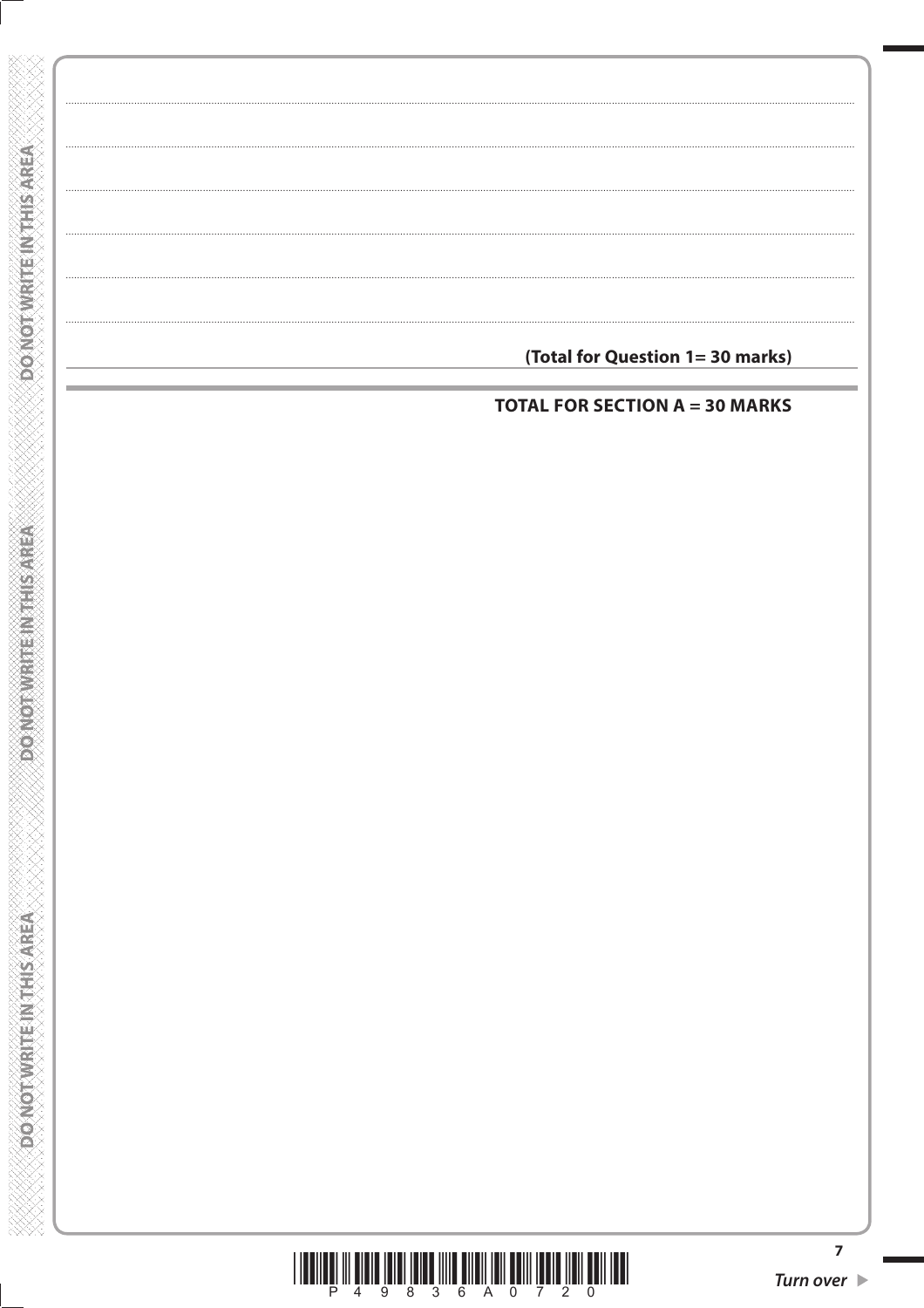**(Total for Question 1= 30 marks)**

**TOTAL FOR SECTION A = 30 MARKS**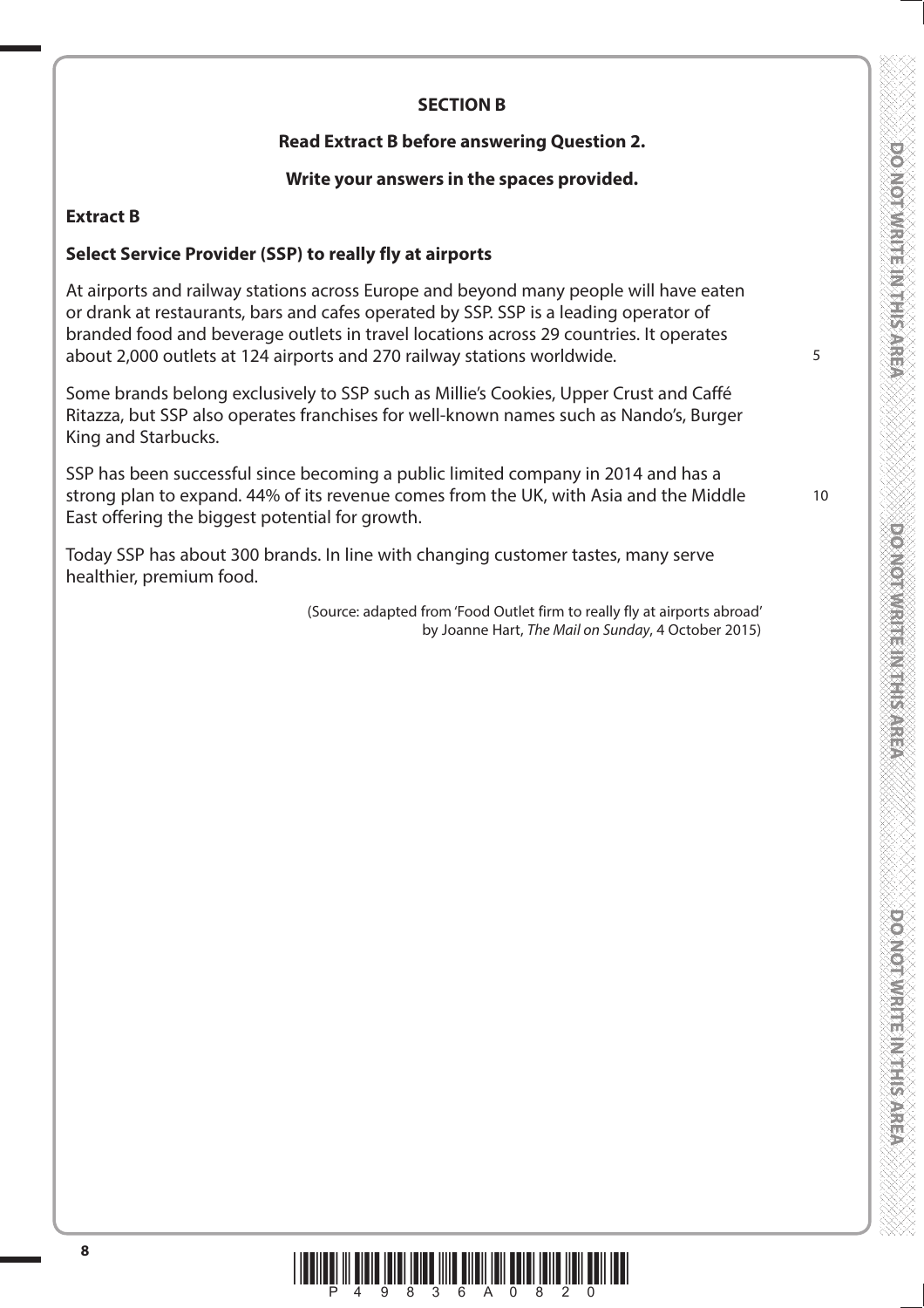**SECTION B**

**Read Extract B before answering Question 2.**

**Write your answers in the spaces provided.**

**Extract B**

**Select Service Provider (SSP) to really fly at airports**

At airports and railway stations across Europe and beyond many people will have eaten or drank at restaurants, bars and cafes operated by SSP. SSP is a leading operator of branded food and beverage outlets in travel locations across 29 countries. It operates about 2,000 outlets at 124 airports and 270 railway stations worldwide.

Some brands belong exclusively to SSP such as Millie's Cookies, Upper Crust and Caffé Ritazza, but SSP also operates franchises for well-known names such as Nando's, Burger King and Starbucks.

SSP has been successful since becoming a public limited company in 2014 and has a strong plan to expand. 44% of its revenue comes from the UK, with Asia and the Middle East offering the biggest potential for growth.

Today SSP has about 300 brands. In line with changing customer tastes, many serve healthier, premium food.

(Source: adapted from 'Food Outlet firm to really fly at airports abroad' by Joanne Hart, *The Mail on Sunday*, 4 October 2015)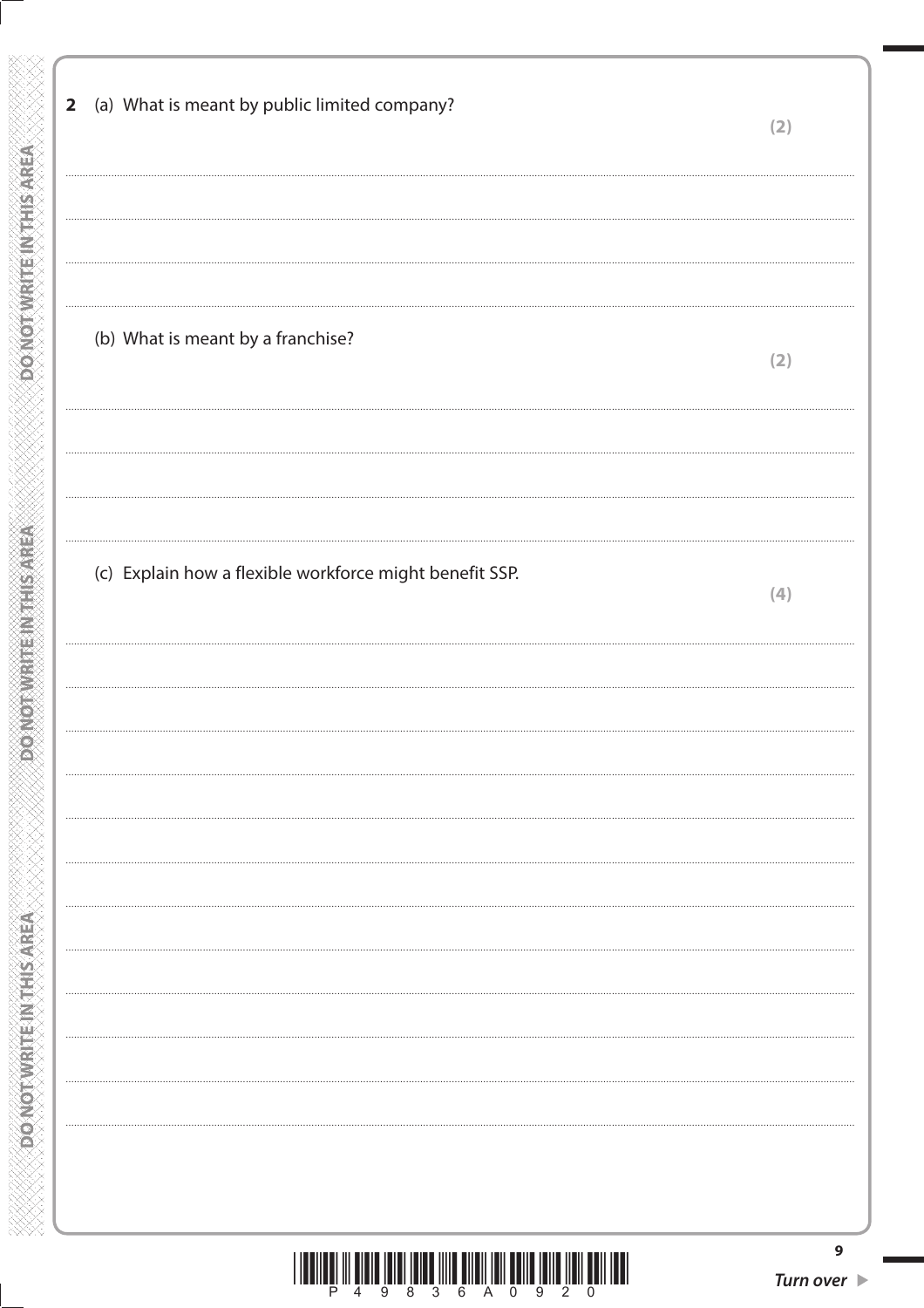**2** (a) What is meant by public limited company?

**(2)**

(b) What is meant by a franchise?

**(2)**

(c) Explain how a flexible workforce might benefit SSP.

**(4)**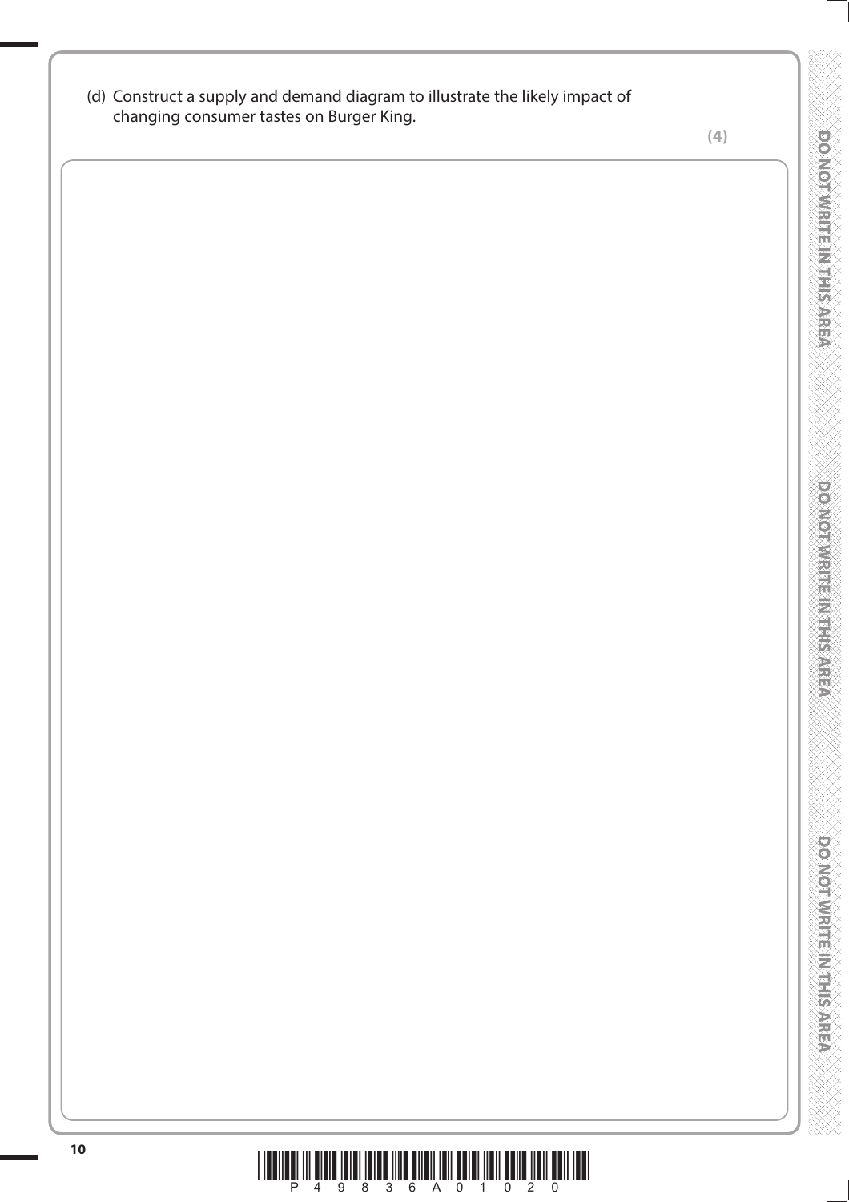(d) Construct a supply and demand diagram to illustrate the likely impact of changing consumer tastes on Burger King.

**(4)**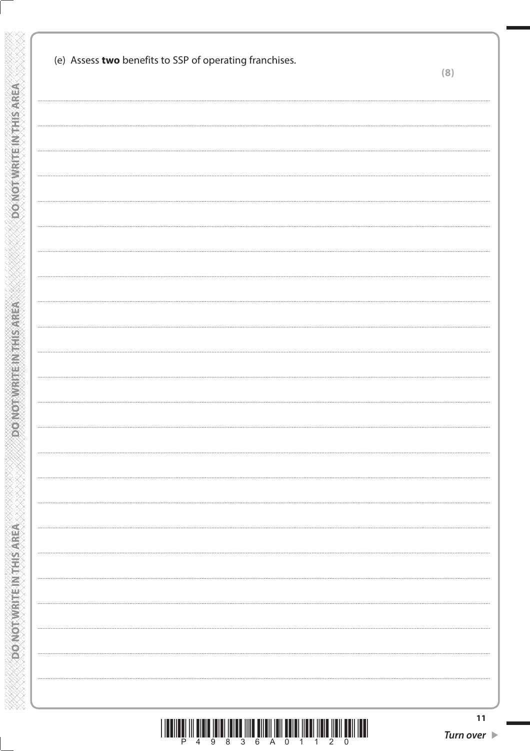(e) Assess **two** benefits to SSP of operating franchises.

**(8)**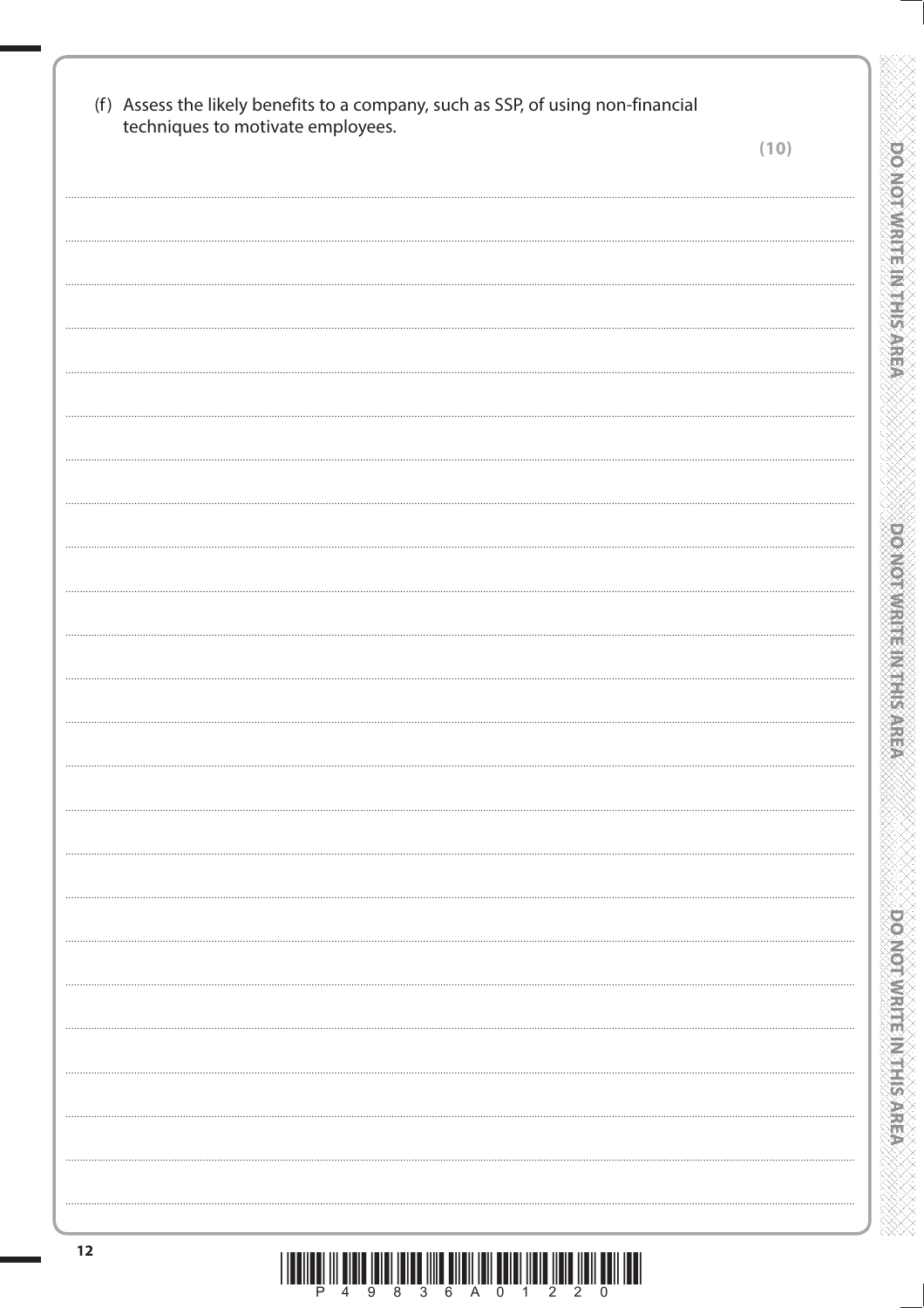(f) Assess the likely benefits to a company, such as SSP, of using non-financial techniques to motivate employees.

**(10)**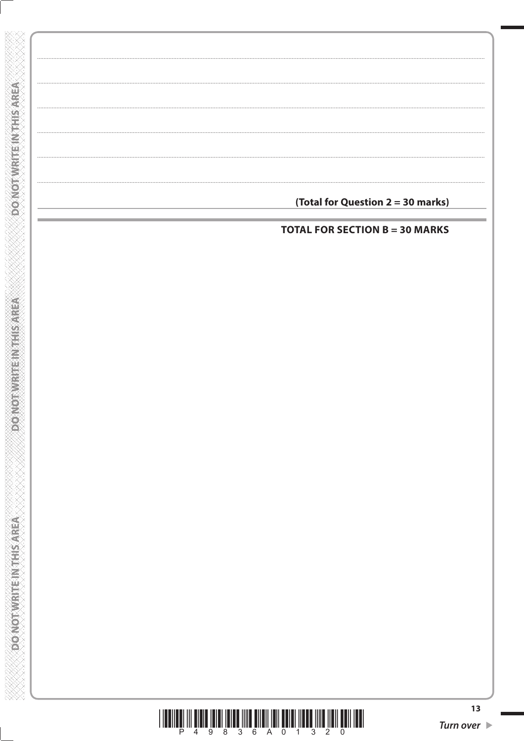**(Total for Question 2 = 30 marks)**

**TOTAL FOR SECTION B = 30 MARKS**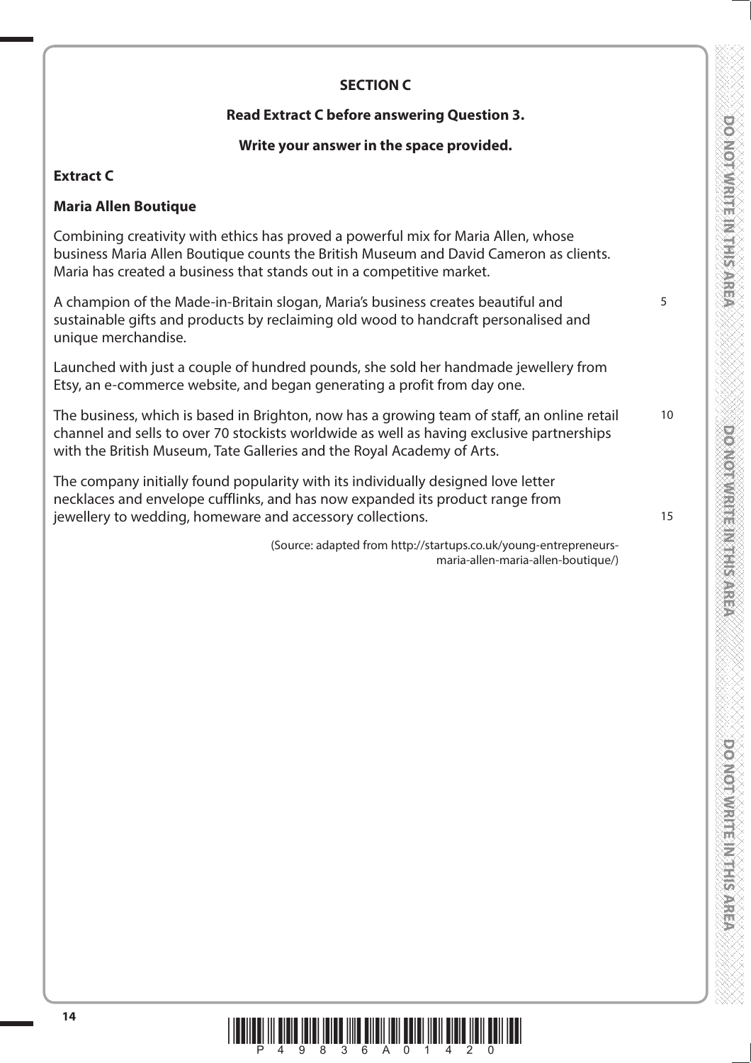## SECTION C

**Read Extract C before answering Question 3.**

**Write your answer in the space provided.**

**Extract C**

**Maria Allen Boutique**

Combining creativity with ethics has proved a powerful mix for Maria Allen, whose business Maria Allen Boutique counts the British Museum and David Cameron as clients. Maria has created a business that stands out in a competitive market.

A champion of the Made-in-Britain slogan, Maria's business creates beautiful and sustainable gifts and products by reclaiming old wood to handcraft personalised and unique merchandise.

Launched with just a couple of hundred pounds, she sold her handmade jewellery from Etsy, an e-commerce website, and began generating a profit from day one.

The business, which is based in Brighton, now has a growing team of staff, an online retail channel and sells to over 70 stockists worldwide as well as having exclusive partnerships with the British Museum, Tate Galleries and the Royal Academy of Arts.

The company initially found popularity with its individually designed love letter necklaces and envelope cufflinks, and has now expanded its product range from jewellery to wedding, homeware and accessory collections.

(Source: adapted from http://startups.co.uk/young-entrepreneurs-maria-allen-maria-allen-boutique/)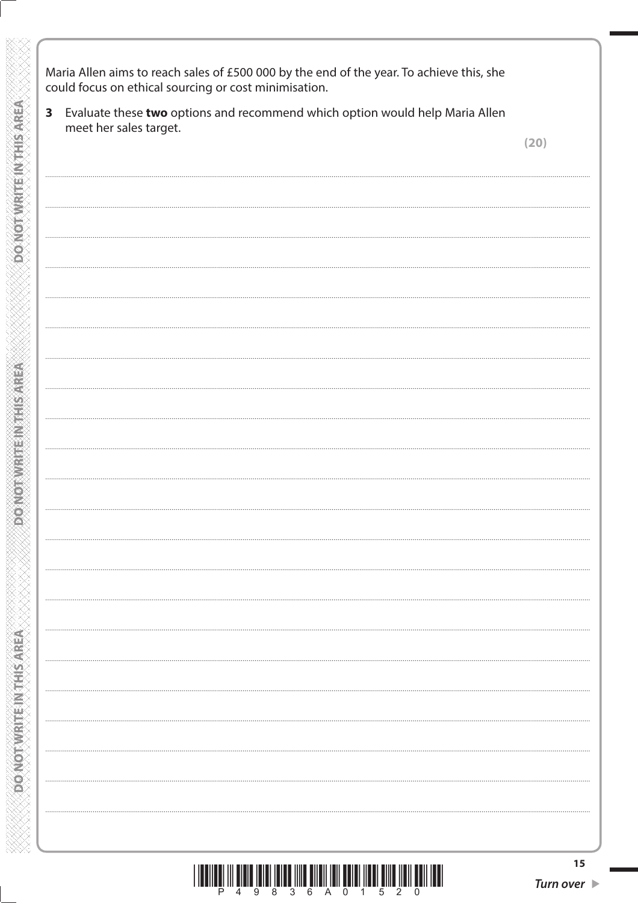Maria Allen aims to reach sales of £500 000 by the end of the year. To achieve this, she could focus on ethical sourcing or cost minimisation.

**3** Evaluate these **two** options and recommend which option would help Maria Allen meet her sales target.

**(20)**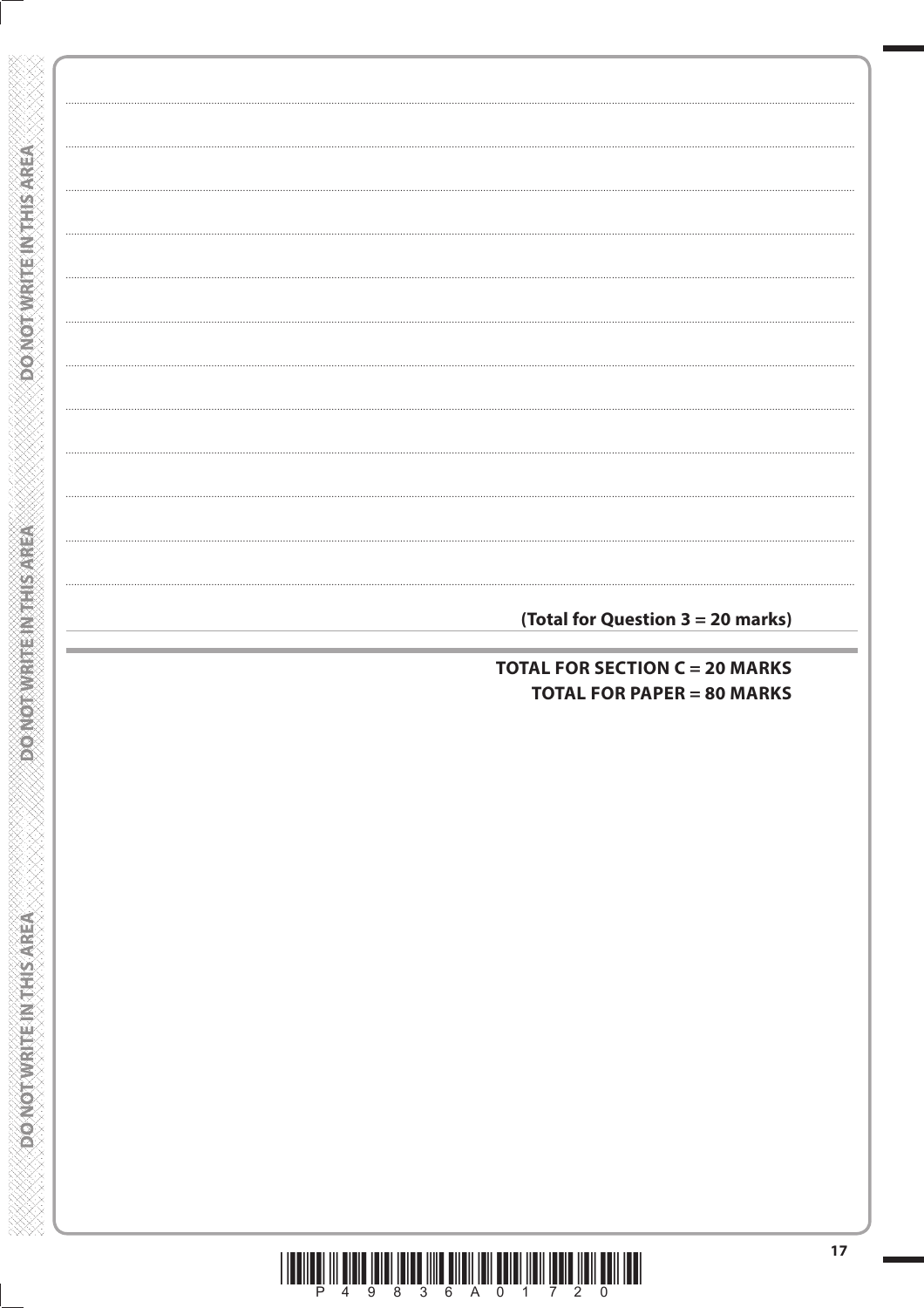**(Total for Question 3 = 20 marks)**

**TOTAL FOR SECTION C = 20 MARKS**
**TOTAL FOR PAPER = 80 MARKS**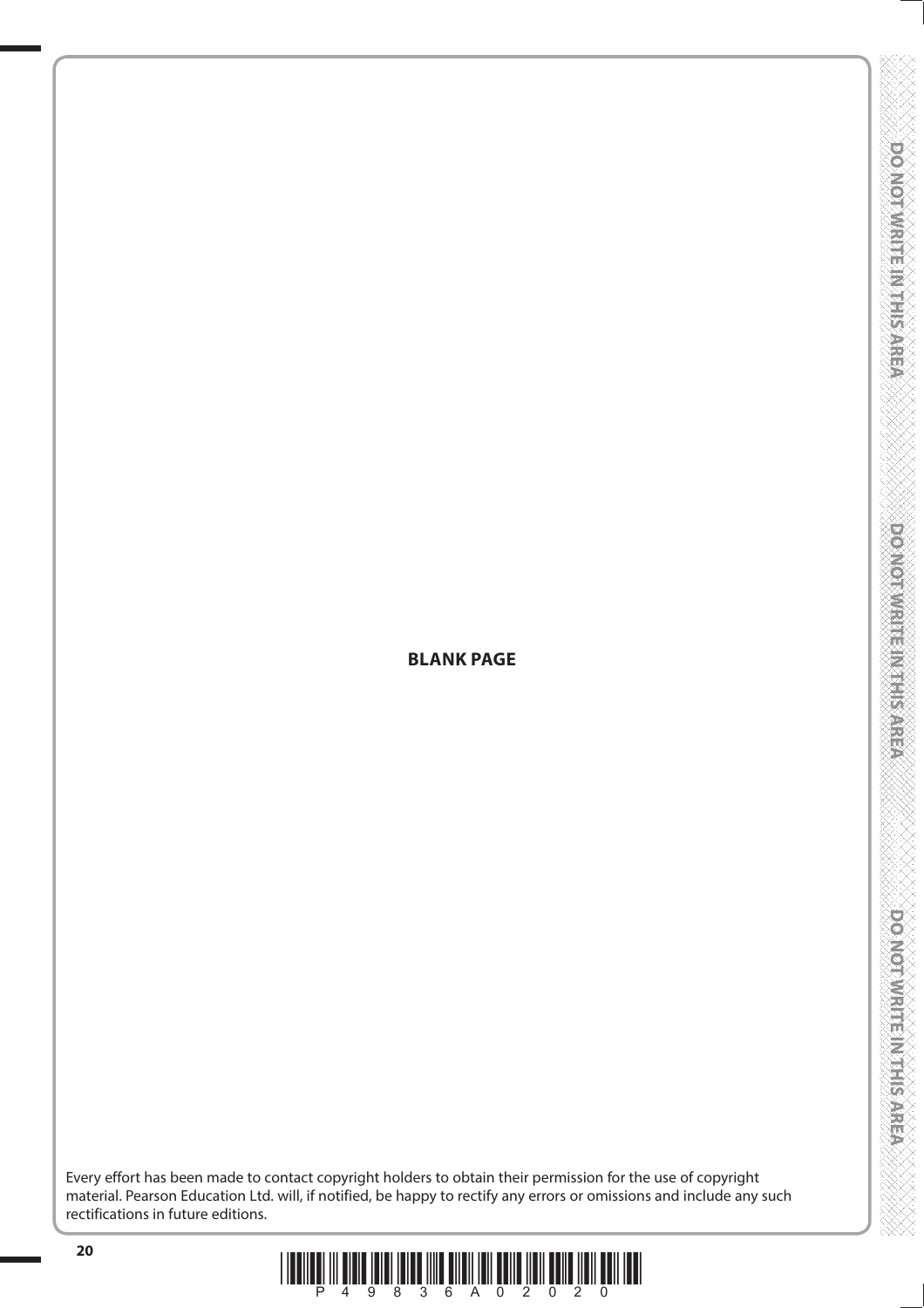**BLANK PAGE**

Every effort has been made to contact copyright holders to obtain their permission for the use of copyright material. Pearson Education Ltd. will, if notified, be happy to rectify any errors or omissions and include any such rectifications in future editions.